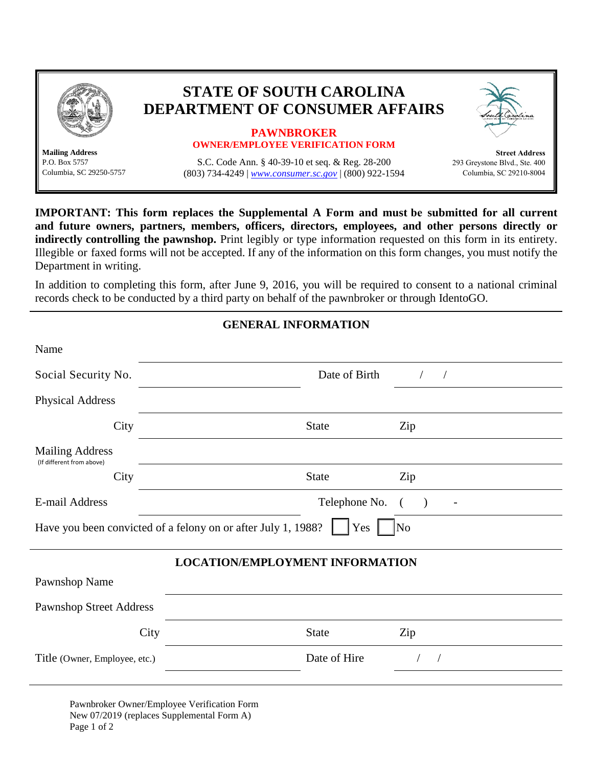# STATE OF SOUTH CAROLINA
# DEPARTMENT OF CONSUMER AFFAIRS

## PAWNBROKER
### OWNER/EMPLOYEE VERIFICATION FORM

**Mailing Address**
P.O. Box 5757
Columbia, SC 29250-5757

S.C. Code Ann. § 40-39-10 et seq. & Reg. 28-200
(803) 734-4249 | *www.consumer.sc.gov* | (800) 922-1594

**Street Address**
293 Greystone Blvd., Ste. 400
Columbia, SC 29210-8004

**IMPORTANT: This form replaces the Supplemental A Form and must be submitted for all current and future owners, partners, members, officers, directors, employees, and other persons directly or indirectly controlling the pawnshop.** Print legibly or type information requested on this form in its entirety. Illegible or faxed forms will not be accepted. If any of the information on this form changes, you must notify the Department in writing.

In addition to completing this form, after June 9, 2016, you will be required to consent to a national criminal records check to be conducted by a third party on behalf of the pawnbroker or through IdentoGO.

## GENERAL INFORMATION

Name ______________________________

Social Security No. ______________ Date of Birth ___/___/___

Physical Address ______________________________

City ______________ State ______ Zip ______

Mailing Address (If different from above) ______________________________

City ______________ State ______ Zip ______

E-mail Address ______________ Telephone No. (   )    -

Have you been convicted of a felony on or after July 1, 1988? ☐ Yes ☐ No

## LOCATION/EMPLOYMENT INFORMATION

Pawnshop Name ______________________________

Pawnshop Street Address ______________________________

City ______________ State ______ Zip ______

Title (Owner, Employee, etc.) ______________ Date of Hire ___/___/___

Pawnbroker Owner/Employee Verification Form
New 07/2019 (replaces Supplemental Form A)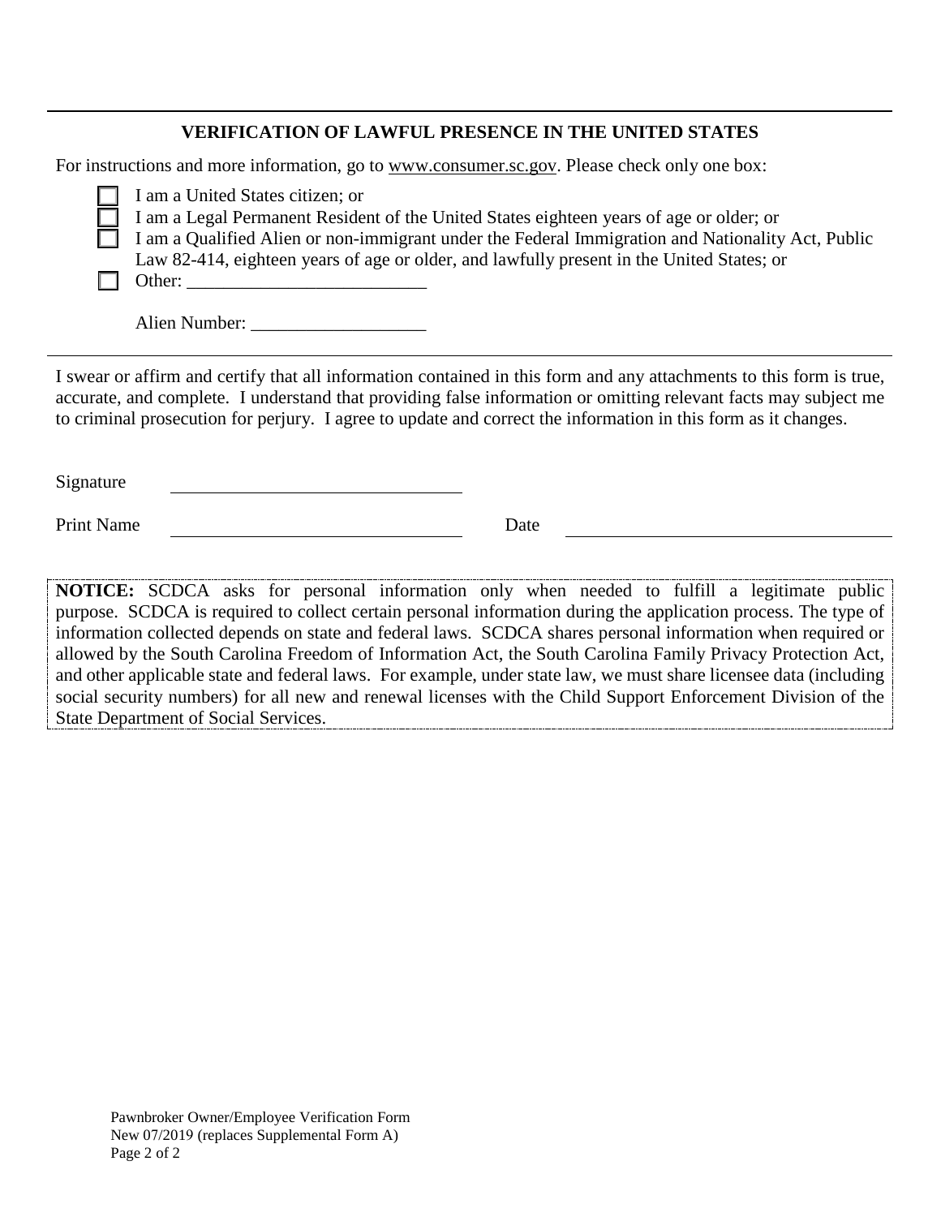## VERIFICATION OF LAWFUL PRESENCE IN THE UNITED STATES

For instructions and more information, go to www.consumer.sc.gov. Please check only one box:

- ☐ I am a United States citizen; or
- ☐ I am a Legal Permanent Resident of the United States eighteen years of age or older; or
- ☐ I am a Qualified Alien or non-immigrant under the Federal Immigration and Nationality Act, Public Law 82-414, eighteen years of age or older, and lawfully present in the United States; or
- ☐ Other: ___________________________

Alien Number: ____________________

---

I swear or affirm and certify that all information contained in this form and any attachments to this form is true, accurate, and complete. I understand that providing false information or omitting relevant facts may subject me to criminal prosecution for perjury. I agree to update and correct the information in this form as it changes.

Signature ________________________________

Print Name ________________________________ Date ________________________________

**NOTICE:** SCDCA asks for personal information only when needed to fulfill a legitimate public purpose. SCDCA is required to collect certain personal information during the application process. The type of information collected depends on state and federal laws. SCDCA shares personal information when required or allowed by the South Carolina Freedom of Information Act, the South Carolina Family Privacy Protection Act, and other applicable state and federal laws. For example, under state law, we must share licensee data (including social security numbers) for all new and renewal licenses with the Child Support Enforcement Division of the State Department of Social Services.

Pawnbroker Owner/Employee Verification Form
New 07/2019 (replaces Supplemental Form A)